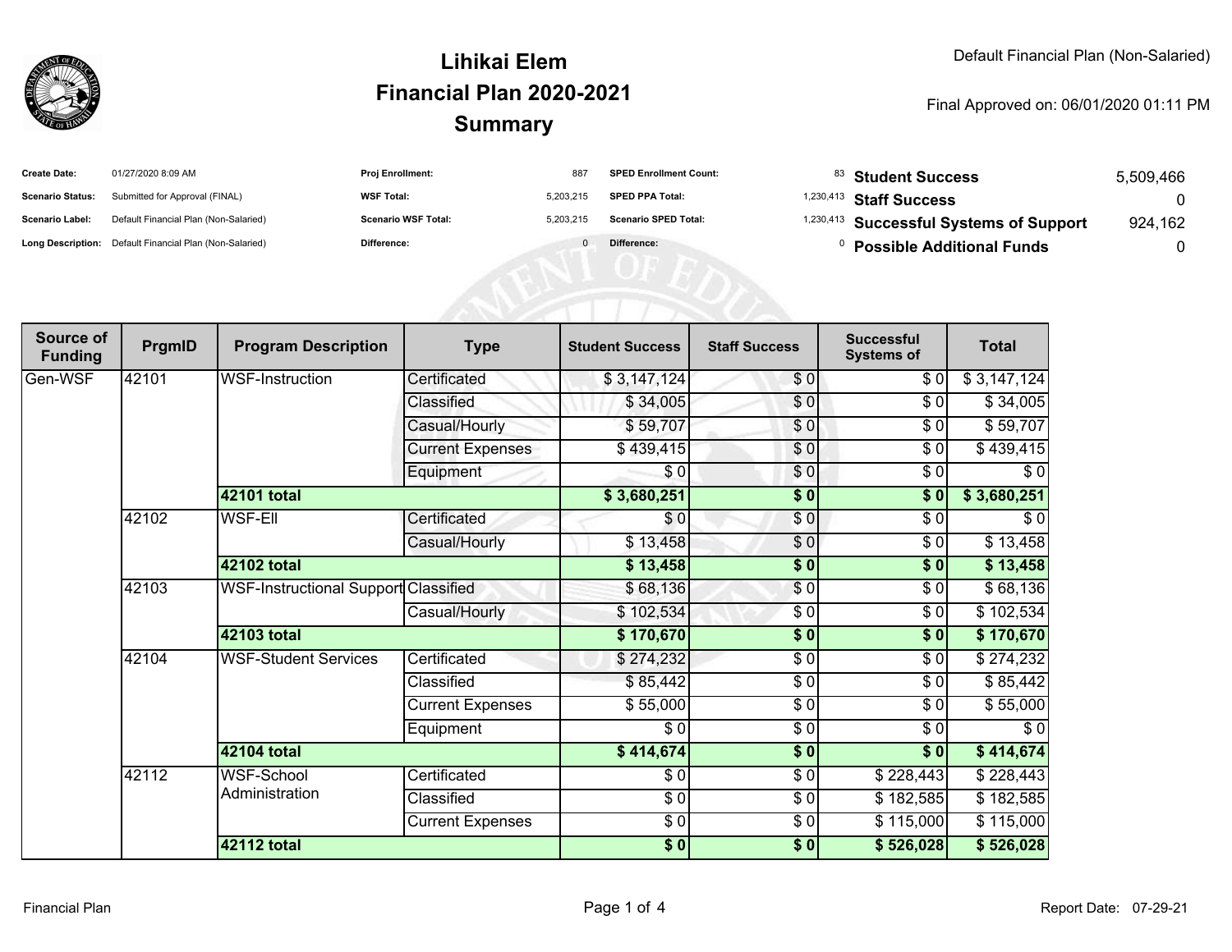# Lihikai Elem
## Financial Plan 2020-2021
## Summary

Default Financial Plan (Non-Salaried)

Final Approved on: 06/01/2020 01:11 PM

| | | | | | | | |
|---|---|---|---|---|---|---|---|
| **Create Date:** | 01/27/2020 8:09 AM | **Proj Enrollment:** | 887 | **SPED Enrollment Count:** | 83 | **Student Success** | 5,509,466 |
| **Scenario Status:** | Submitted for Approval (FINAL) | **WSF Total:** | 5,203,215 | **SPED PPA Total:** | 1,230,413 | **Staff Success** | 0 |
| **Scenario Label:** | Default Financial Plan (Non-Salaried) | **Scenario WSF Total:** | 5,203,215 | **Scenario SPED Total:** | 1,230,413 | **Successful Systems of Support** | 924,162 |
| **Long Description:** | Default Financial Plan (Non-Salaried) | **Difference:** | 0 | **Difference:** | 0 | **Possible Additional Funds** | 0 |

| Source of Funding | PrgmID | Program Description | Type | Student Success | Staff Success | Successful Systems of | Total |
|---|---|---|---|---|---|---|---|
| Gen-WSF | 42101 | WSF-Instruction | Certificated | $ 3,147,124 | $ 0 | $ 0 | $ 3,147,124 |
| | | | Classified | $ 34,005 | $ 0 | $ 0 | $ 34,005 |
| | | | Casual/Hourly | $ 59,707 | $ 0 | $ 0 | $ 59,707 |
| | | | Current Expenses | $ 439,415 | $ 0 | $ 0 | $ 439,415 |
| | | | Equipment | $ 0 | $ 0 | $ 0 | $ 0 |
| | | **42101 total** | | **$ 3,680,251** | **$ 0** | **$ 0** | **$ 3,680,251** |
| | 42102 | WSF-Ell | Certificated | $ 0 | $ 0 | $ 0 | $ 0 |
| | | | Casual/Hourly | $ 13,458 | $ 0 | $ 0 | $ 13,458 |
| | | **42102 total** | | **$ 13,458** | **$ 0** | **$ 0** | **$ 13,458** |
| | 42103 | WSF-Instructional Support | Classified | $ 68,136 | $ 0 | $ 0 | $ 68,136 |
| | | | Casual/Hourly | $ 102,534 | $ 0 | $ 0 | $ 102,534 |
| | | **42103 total** | | **$ 170,670** | **$ 0** | **$ 0** | **$ 170,670** |
| | 42104 | WSF-Student Services | Certificated | $ 274,232 | $ 0 | $ 0 | $ 274,232 |
| | | | Classified | $ 85,442 | $ 0 | $ 0 | $ 85,442 |
| | | | Current Expenses | $ 55,000 | $ 0 | $ 0 | $ 55,000 |
| | | | Equipment | $ 0 | $ 0 | $ 0 | $ 0 |
| | | **42104 total** | | **$ 414,674** | **$ 0** | **$ 0** | **$ 414,674** |
| | 42112 | WSF-School Administration | Certificated | $ 0 | $ 0 | $ 228,443 | $ 228,443 |
| | | | Classified | $ 0 | $ 0 | $ 182,585 | $ 182,585 |
| | | | Current Expenses | $ 0 | $ 0 | $ 115,000 | $ 115,000 |
| | | **42112 total** | | **$ 0** | **$ 0** | **$ 526,028** | **$ 526,028** |

Financial Plan

Report Date: 07-29-21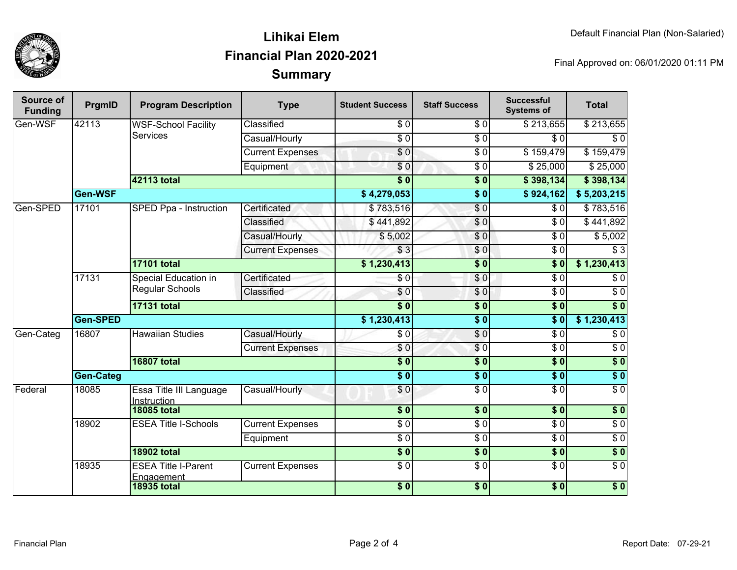# Lihikai Elem
## Financial Plan 2020-2021
## Summary

Default Financial Plan (Non-Salaried)

Final Approved on: 06/01/2020 01:11 PM

| Source of Funding | PrgmID | Program Description | Type | Student Success | Staff Success | Successful Systems of | Total |
|---|---|---|---|---|---|---|---|
| Gen-WSF | 42113 | WSF-School Facility Services | Classified | $ 0 | $ 0 | $ 213,655 | $ 213,655 |
| | | | Casual/Hourly | $ 0 | $ 0 | $ 0 | $ 0 |
| | | | Current Expenses | $ 0 | $ 0 | $ 159,479 | $ 159,479 |
| | | | Equipment | $ 0 | $ 0 | $ 25,000 | $ 25,000 |
| | | **42113 total** | | **$ 0** | **$ 0** | **$ 398,134** | **$ 398,134** |
| | **Gen-WSF** | | | **$ 4,279,053** | **$ 0** | **$ 924,162** | **$ 5,203,215** |
| Gen-SPED | 17101 | SPED Ppa - Instruction | Certificated | $ 783,516 | $ 0 | $ 0 | $ 783,516 |
| | | | Classified | $ 441,892 | $ 0 | $ 0 | $ 441,892 |
| | | | Casual/Hourly | $ 5,002 | $ 0 | $ 0 | $ 5,002 |
| | | | Current Expenses | $ 3 | $ 0 | $ 0 | $ 3 |
| | | **17101 total** | | **$ 1,230,413** | **$ 0** | **$ 0** | **$ 1,230,413** |
| | 17131 | Special Education in Regular Schools | Certificated | $ 0 | $ 0 | $ 0 | $ 0 |
| | | | Classified | $ 0 | $ 0 | $ 0 | $ 0 |
| | | **17131 total** | | **$ 0** | **$ 0** | **$ 0** | **$ 0** |
| | **Gen-SPED** | | | **$ 1,230,413** | **$ 0** | **$ 0** | **$ 1,230,413** |
| Gen-Categ | 16807 | Hawaiian Studies | Casual/Hourly | $ 0 | $ 0 | $ 0 | $ 0 |
| | | | Current Expenses | $ 0 | $ 0 | $ 0 | $ 0 |
| | | **16807 total** | | **$ 0** | **$ 0** | **$ 0** | **$ 0** |
| | **Gen-Categ** | | | **$ 0** | **$ 0** | **$ 0** | **$ 0** |
| Federal | 18085 | Essa Title III Language Instruction | Casual/Hourly | $ 0 | $ 0 | $ 0 | $ 0 |
| | | **18085 total** | | **$ 0** | **$ 0** | **$ 0** | **$ 0** |
| | 18902 | ESEA Title I-Schools | Current Expenses | $ 0 | $ 0 | $ 0 | $ 0 |
| | | | Equipment | $ 0 | $ 0 | $ 0 | $ 0 |
| | | **18902 total** | | **$ 0** | **$ 0** | **$ 0** | **$ 0** |
| | 18935 | ESEA Title I-Parent Engagement | Current Expenses | $ 0 | $ 0 | $ 0 | $ 0 |
| | | **18935 total** | | **$ 0** | **$ 0** | **$ 0** | **$ 0** |

Financial Plan

Report Date: 07-29-21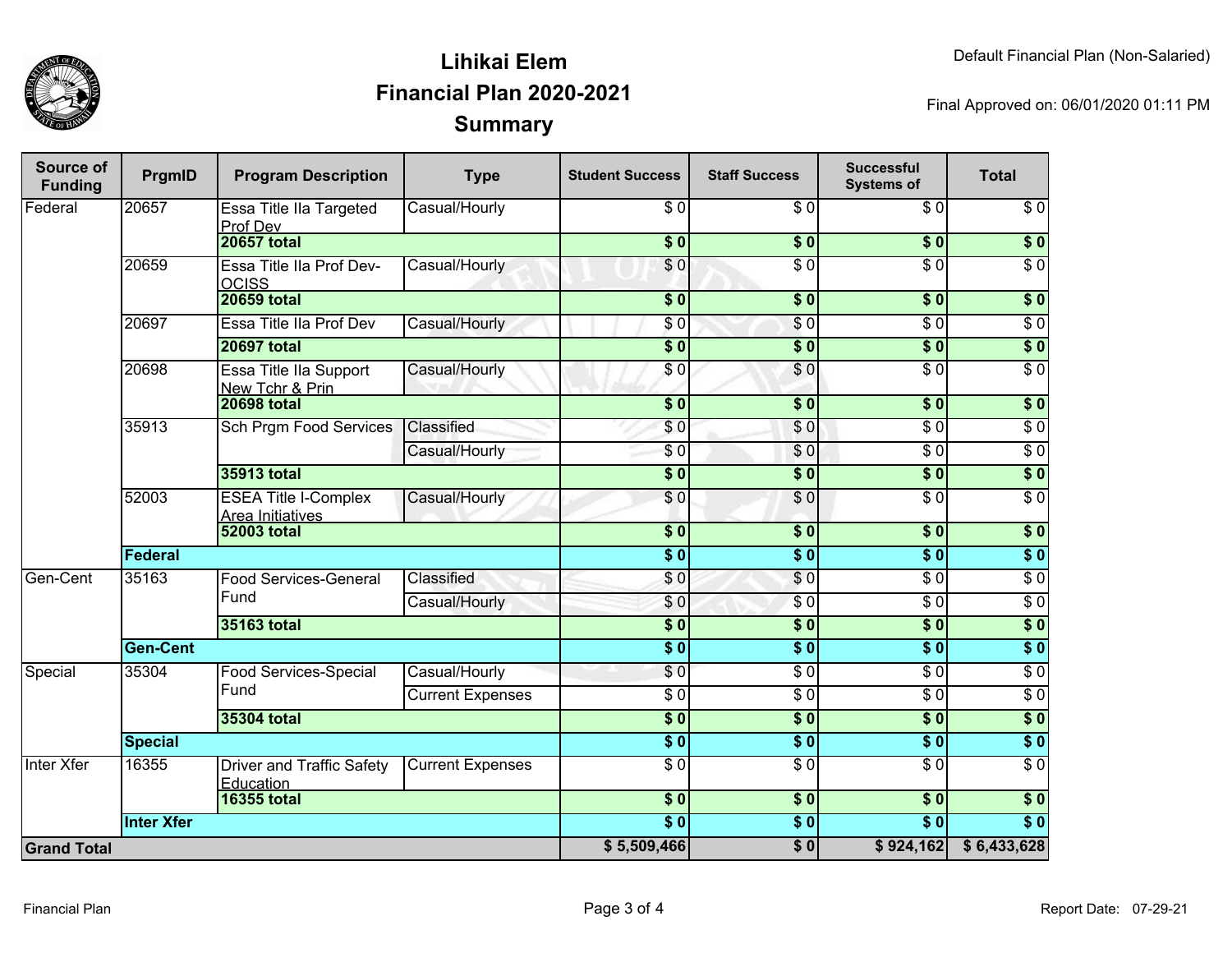# Lihikai Elem
## Financial Plan 2020-2021
## Summary

Default Financial Plan (Non-Salaried)

Final Approved on: 06/01/2020 01:11 PM

| Source of Funding | PrgmID | Program Description | Type | Student Success | Staff Success | Successful Systems of | Total |
|---|---|---|---|---|---|---|---|
| Federal | 20657 | Essa Title IIa Targeted Prof Dev | Casual/Hourly | $ 0 | $ 0 | $ 0 | $ 0 |
| | | **20657 total** | | **$ 0** | **$ 0** | **$ 0** | **$ 0** |
| | 20659 | Essa Title IIa Prof Dev-OCISS | Casual/Hourly | $ 0 | $ 0 | $ 0 | $ 0 |
| | | **20659 total** | | **$ 0** | **$ 0** | **$ 0** | **$ 0** |
| | 20697 | Essa Title IIa Prof Dev | Casual/Hourly | $ 0 | $ 0 | $ 0 | $ 0 |
| | | **20697 total** | | **$ 0** | **$ 0** | **$ 0** | **$ 0** |
| | 20698 | Essa Title IIa Support New Tchr & Prin | Casual/Hourly | $ 0 | $ 0 | $ 0 | $ 0 |
| | | **20698 total** | | **$ 0** | **$ 0** | **$ 0** | **$ 0** |
| | 35913 | Sch Prgm Food Services | Classified | $ 0 | $ 0 | $ 0 | $ 0 |
| | | | Casual/Hourly | $ 0 | $ 0 | $ 0 | $ 0 |
| | | **35913 total** | | **$ 0** | **$ 0** | **$ 0** | **$ 0** |
| | 52003 | ESEA Title I-Complex Area Initiatives | Casual/Hourly | $ 0 | $ 0 | $ 0 | $ 0 |
| | | **52003 total** | | **$ 0** | **$ 0** | **$ 0** | **$ 0** |
| | **Federal** | | | **$ 0** | **$ 0** | **$ 0** | **$ 0** |
| Gen-Cent | 35163 | Food Services-General Fund | Classified | $ 0 | $ 0 | $ 0 | $ 0 |
| | | | Casual/Hourly | $ 0 | $ 0 | $ 0 | $ 0 |
| | | **35163 total** | | **$ 0** | **$ 0** | **$ 0** | **$ 0** |
| | **Gen-Cent** | | | **$ 0** | **$ 0** | **$ 0** | **$ 0** |
| Special | 35304 | Food Services-Special Fund | Casual/Hourly | $ 0 | $ 0 | $ 0 | $ 0 |
| | | | Current Expenses | $ 0 | $ 0 | $ 0 | $ 0 |
| | | **35304 total** | | **$ 0** | **$ 0** | **$ 0** | **$ 0** |
| | **Special** | | | **$ 0** | **$ 0** | **$ 0** | **$ 0** |
| Inter Xfer | 16355 | Driver and Traffic Safety Education | Current Expenses | $ 0 | $ 0 | $ 0 | $ 0 |
| | | **16355 total** | | **$ 0** | **$ 0** | **$ 0** | **$ 0** |
| | **Inter Xfer** | | | **$ 0** | **$ 0** | **$ 0** | **$ 0** |
| **Grand Total** | | | | **$ 5,509,466** | **$ 0** | **$ 924,162** | **$ 6,433,628** |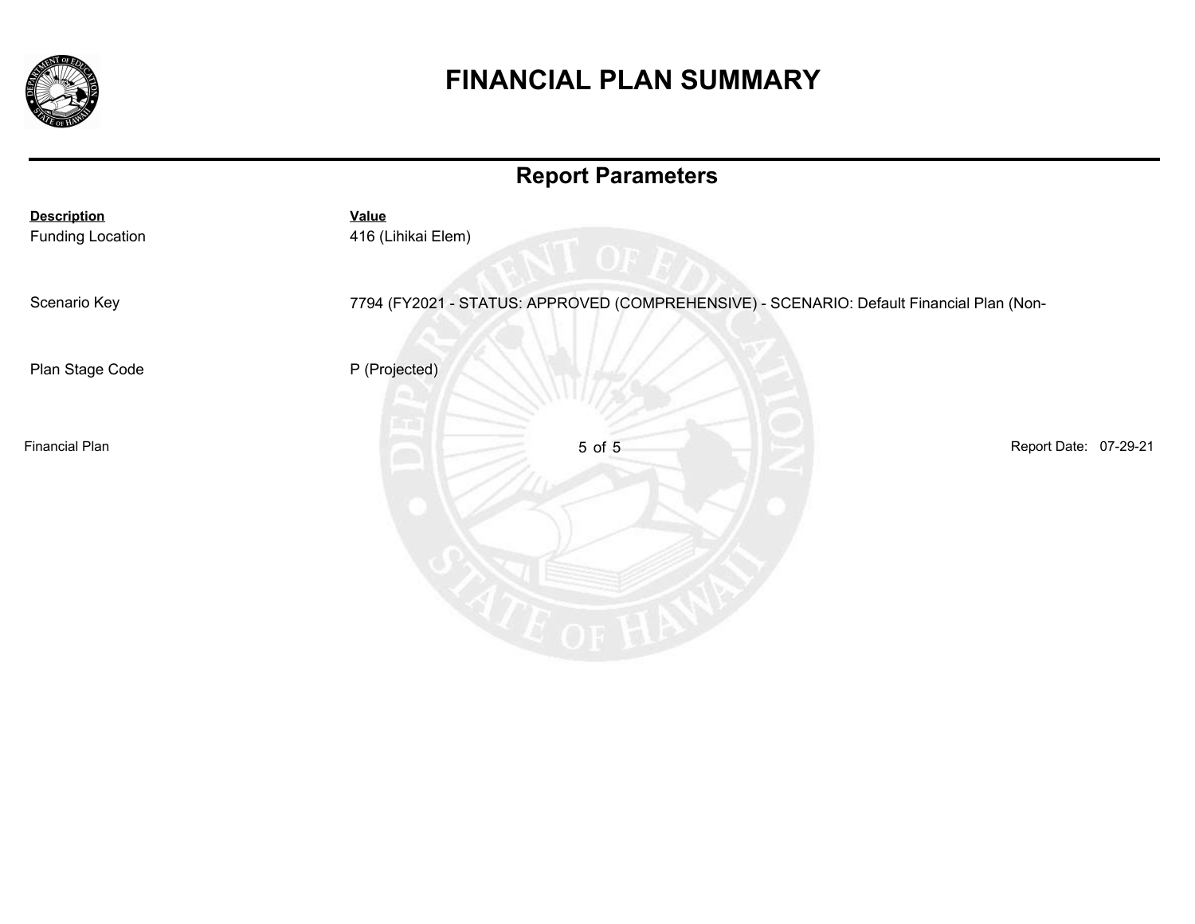# FINANCIAL PLAN SUMMARY

## Report Parameters

| Description | Value |
|---|---|
| Funding Location | 416 (Lihikai Elem) |
| Scenario Key | 7794 (FY2021 - STATUS: APPROVED (COMPREHENSIVE) - SCENARIO: Default Financial Plan (Non- |
| Plan Stage Code | P (Projected) |